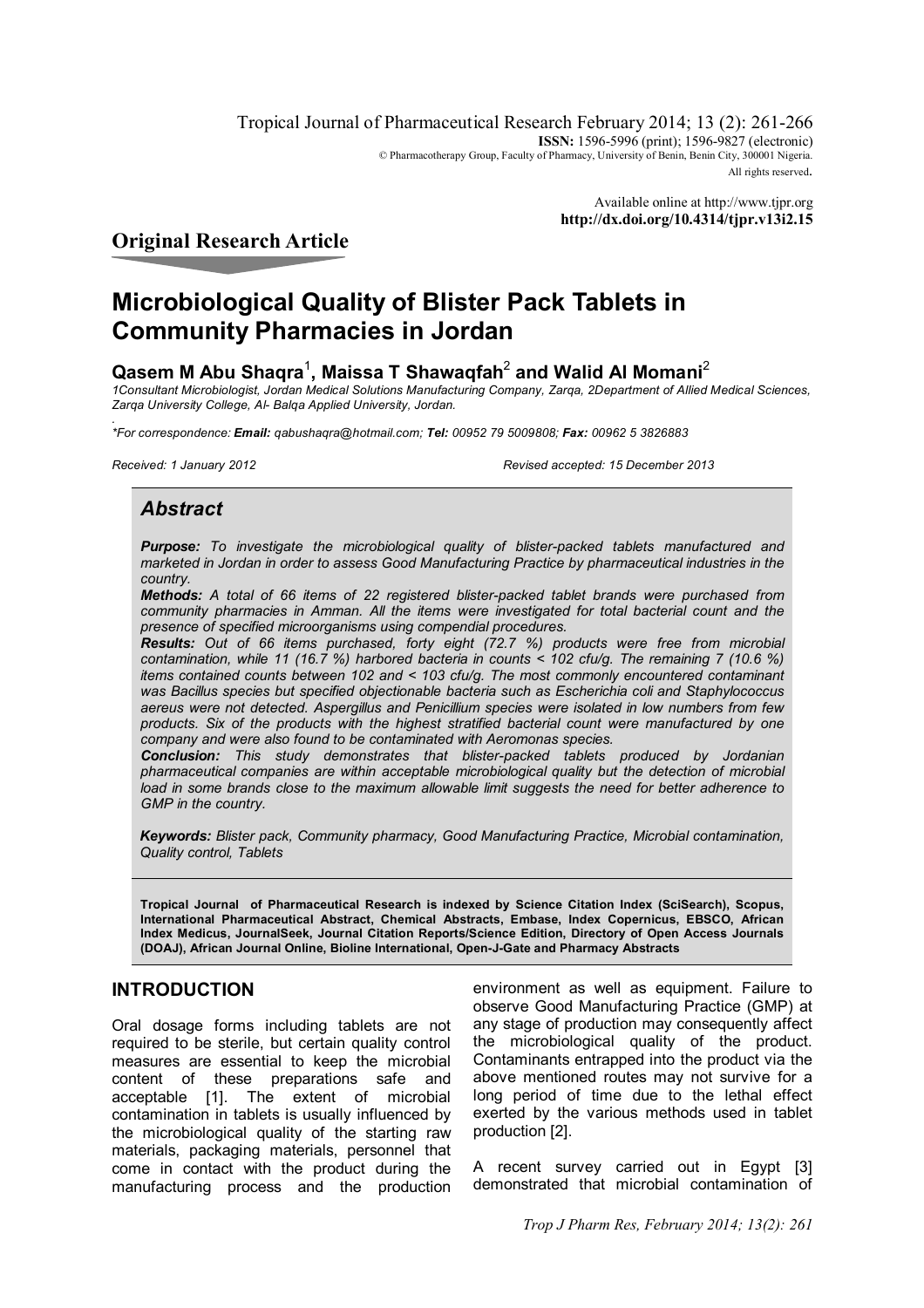Tropical Journal of Pharmaceutical Research February 2014; 13 (2): 261-266
**ISSN:** 1596-5996 (print); 1596-9827 (electronic)
© Pharmacotherapy Group, Faculty of Pharmacy, University of Benin, Benin City, 300001 Nigeria.
All rights reserved.

Available online at http://www.tjpr.org
**http://dx.doi.org/10.4314/tjpr.v13i2.15**

## Original Research Article

# Microbiological Quality of Blister Pack Tablets in Community Pharmacies in Jordan

**Qasem M Abu Shaqra[1], Maissa T Shawaqfah[2] and Walid Al Momani[2]**

*1Consultant Microbiologist, Jordan Medical Solutions Manufacturing Company, Zarqa, 2Department of Allied Medical Sciences, Zarqa University College, Al- Balqa Applied University, Jordan.*

*\*For correspondence: **Email:** qabushaqra@hotmail.com; **Tel:** 00952 79 5009808; **Fax:** 00962 5 3826883*

*Received: 1 January 2012* *Revised accepted: 15 December 2013*

## *Abstract*

***Purpose:*** *To investigate the microbiological quality of blister-packed tablets manufactured and marketed in Jordan in order to assess Good Manufacturing Practice by pharmaceutical industries in the country.*

***Methods:*** *A total of 66 items of 22 registered blister-packed tablet brands were purchased from community pharmacies in Amman. All the items were investigated for total bacterial count and the presence of specified microorganisms using compendial procedures.*

***Results:*** *Out of 66 items purchased, forty eight (72.7 %) products were free from microbial contamination, while 11 (16.7 %) harbored bacteria in counts < 102 cfu/g. The remaining 7 (10.6 %) items contained counts between 102 and < 103 cfu/g. The most commonly encountered contaminant was Bacillus species but specified objectionable bacteria such as Escherichia coli and Staphylococcus aereus were not detected. Aspergillus and Penicillium species were isolated in low numbers from few products. Six of the products with the highest stratified bacterial count were manufactured by one company and were also found to be contaminated with Aeromonas species.*

***Conclusion:*** *This study demonstrates that blister-packed tablets produced by Jordanian pharmaceutical companies are within acceptable microbiological quality but the detection of microbial load in some brands close to the maximum allowable limit suggests the need for better adherence to GMP in the country.*

***Keywords:*** *Blister pack, Community pharmacy, Good Manufacturing Practice, Microbial contamination, Quality control, Tablets*

**Tropical Journal of Pharmaceutical Research is indexed by Science Citation Index (SciSearch), Scopus, International Pharmaceutical Abstract, Chemical Abstracts, Embase, Index Copernicus, EBSCO, African Index Medicus, JournalSeek, Journal Citation Reports/Science Edition, Directory of Open Access Journals (DOAJ), African Journal Online, Bioline International, Open-J-Gate and Pharmacy Abstracts**

## INTRODUCTION

Oral dosage forms including tablets are not required to be sterile, but certain quality control measures are essential to keep the microbial content of these preparations safe and acceptable [1]. The extent of microbial contamination in tablets is usually influenced by the microbiological quality of the starting raw materials, packaging materials, personnel that come in contact with the product during the manufacturing process and the production environment as well as equipment. Failure to observe Good Manufacturing Practice (GMP) at any stage of production may consequently affect the microbiological quality of the product. Contaminants entrapped into the product via the above mentioned routes may not survive for a long period of time due to the lethal effect exerted by the various methods used in tablet production [2].

A recent survey carried out in Egypt [3] demonstrated that microbial contamination of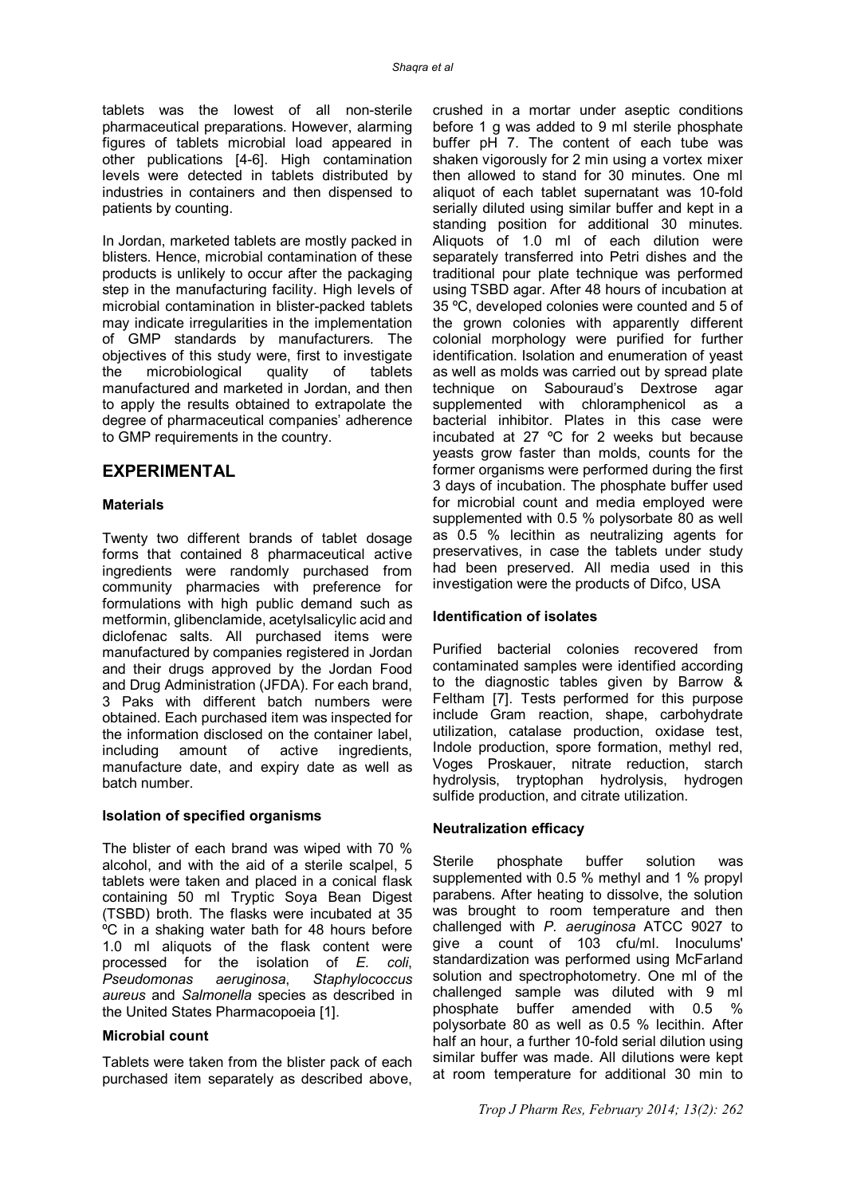tablets was the lowest of all non-sterile pharmaceutical preparations. However, alarming figures of tablets microbial load appeared in other publications [4-6]. High contamination levels were detected in tablets distributed by industries in containers and then dispensed to patients by counting.

In Jordan, marketed tablets are mostly packed in blisters. Hence, microbial contamination of these products is unlikely to occur after the packaging step in the manufacturing facility. High levels of microbial contamination in blister-packed tablets may indicate irregularities in the implementation of GMP standards by manufacturers. The objectives of this study were, first to investigate the microbiological quality of tablets manufactured and marketed in Jordan, and then to apply the results obtained to extrapolate the degree of pharmaceutical companies' adherence to GMP requirements in the country.

## EXPERIMENTAL

### Materials

Twenty two different brands of tablet dosage forms that contained 8 pharmaceutical active ingredients were randomly purchased from community pharmacies with preference for formulations with high public demand such as metformin, glibenclamide, acetylsalicylic acid and diclofenac salts. All purchased items were manufactured by companies registered in Jordan and their drugs approved by the Jordan Food and Drug Administration (JFDA). For each brand, 3 Paks with different batch numbers were obtained. Each purchased item was inspected for the information disclosed on the container label, including amount of active ingredients, manufacture date, and expiry date as well as batch number.

### Isolation of specified organisms

The blister of each brand was wiped with 70 % alcohol, and with the aid of a sterile scalpel, 5 tablets were taken and placed in a conical flask containing 50 ml Tryptic Soya Bean Digest (TSBD) broth. The flasks were incubated at 35 ºC in a shaking water bath for 48 hours before 1.0 ml aliquots of the flask content were processed for the isolation of *E. coli*, *Pseudomonas aeruginosa*, *Staphylococcus aureus* and *Salmonella* species as described in the United States Pharmacopoeia [1].

### Microbial count

Tablets were taken from the blister pack of each purchased item separately as described above, crushed in a mortar under aseptic conditions before 1 g was added to 9 ml sterile phosphate buffer pH 7. The content of each tube was shaken vigorously for 2 min using a vortex mixer then allowed to stand for 30 minutes. One ml aliquot of each tablet supernatant was 10-fold serially diluted using similar buffer and kept in a standing position for additional 30 minutes. Aliquots of 1.0 ml of each dilution were separately transferred into Petri dishes and the traditional pour plate technique was performed using TSBD agar. After 48 hours of incubation at 35 ºC, developed colonies were counted and 5 of the grown colonies with apparently different colonial morphology were purified for further identification. Isolation and enumeration of yeast as well as molds was carried out by spread plate technique on Sabouraud's Dextrose agar supplemented with chloramphenicol as a bacterial inhibitor. Plates in this case were incubated at 27 ºC for 2 weeks but because yeasts grow faster than molds, counts for the former organisms were performed during the first 3 days of incubation. The phosphate buffer used for microbial count and media employed were supplemented with 0.5 % polysorbate 80 as well as 0.5 % lecithin as neutralizing agents for preservatives, in case the tablets under study had been preserved. All media used in this investigation were the products of Difco, USA

### Identification of isolates

Purified bacterial colonies recovered from contaminated samples were identified according to the diagnostic tables given by Barrow & Feltham [7]. Tests performed for this purpose include Gram reaction, shape, carbohydrate utilization, catalase production, oxidase test, Indole production, spore formation, methyl red, Voges Proskauer, nitrate reduction, starch hydrolysis, tryptophan hydrolysis, hydrogen sulfide production, and citrate utilization.

### Neutralization efficacy

Sterile phosphate buffer solution was supplemented with 0.5 % methyl and 1 % propyl parabens. After heating to dissolve, the solution was brought to room temperature and then challenged with *P. aeruginosa* ATCC 9027 to give a count of 103 cfu/ml. Inoculums' standardization was performed using McFarland solution and spectrophotometry. One ml of the challenged sample was diluted with 9 ml phosphate buffer amended with 0.5 % polysorbate 80 as well as 0.5 % lecithin. After half an hour, a further 10-fold serial dilution using similar buffer was made. All dilutions were kept at room temperature for additional 30 min to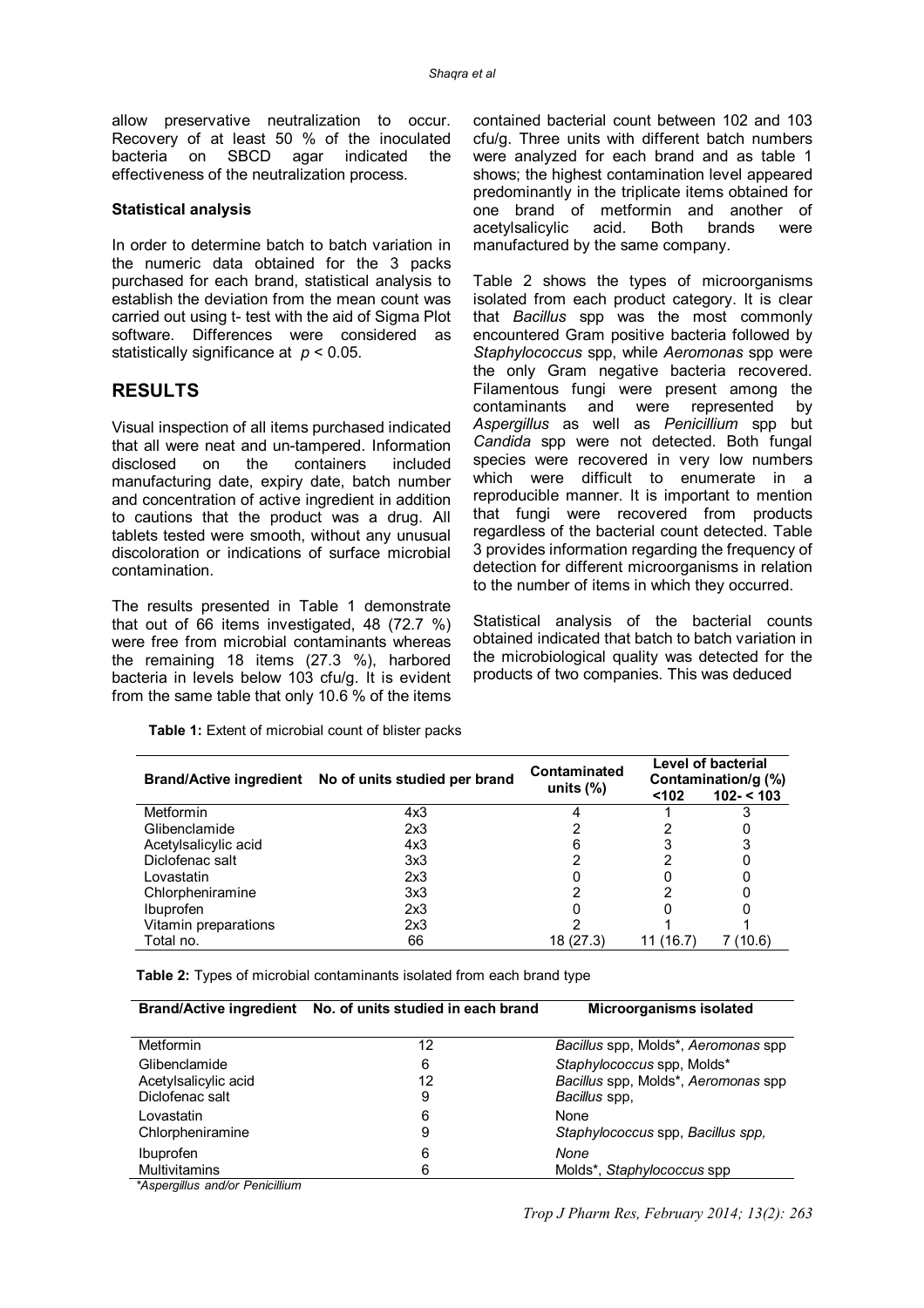allow preservative neutralization to occur. Recovery of at least 50 % of the inoculated bacteria on SBCD agar indicated the effectiveness of the neutralization process.

### Statistical analysis

In order to determine batch to batch variation in the numeric data obtained for the 3 packs purchased for each brand, statistical analysis to establish the deviation from the mean count was carried out using t- test with the aid of Sigma Plot software. Differences were considered as statistically significance at $p < 0.05$.

## RESULTS

Visual inspection of all items purchased indicated that all were neat and un-tampered. Information disclosed on the containers included manufacturing date, expiry date, batch number and concentration of active ingredient in addition to cautions that the product was a drug. All tablets tested were smooth, without any unusual discoloration or indications of surface microbial contamination.

The results presented in Table 1 demonstrate that out of 66 items investigated, 48 (72.7 %) were free from microbial contaminants whereas the remaining 18 items (27.3 %), harbored bacteria in levels below 103 cfu/g. It is evident from the same table that only 10.6 % of the items contained bacterial count between 102 and 103 cfu/g. Three units with different batch numbers were analyzed for each brand and as table 1 shows; the highest contamination level appeared predominantly in the triplicate items obtained for one brand of metformin and another of acetylsalicylic acid. Both brands were manufactured by the same company.

Table 2 shows the types of microorganisms isolated from each product category. It is clear that *Bacillus* spp was the most commonly encountered Gram positive bacteria followed by *Staphylococcus* spp, while *Aeromonas* spp were the only Gram negative bacteria recovered. Filamentous fungi were present among the contaminants and were represented by *Aspergillus* as well as *Penicillium* spp but *Candida* spp were not detected. Both fungal species were recovered in very low numbers which were difficult to enumerate in a reproducible manner. It is important to mention that fungi were recovered from products regardless of the bacterial count detected. Table 3 provides information regarding the frequency of detection for different microorganisms in relation to the number of items in which they occurred.

Statistical analysis of the bacterial counts obtained indicated that batch to batch variation in the microbiological quality was detected for the products of two companies. This was deduced

**Table 1:** Extent of microbial count of blister packs

| Brand/Active ingredient | No of units studied per brand | Contaminated units (%) | Level of bacterial Contamination/g (%) | |
|---|---|---|---|---|
| | | | <102 | 102- < 103 |
| Metformin | 4x3 | 4 | 1 | 3 |
| Glibenclamide | 2x3 | 2 | 2 | 0 |
| Acetylsalicylic acid | 4x3 | 6 | 3 | 3 |
| Diclofenac salt | 3x3 | 2 | 2 | 0 |
| Lovastatin | 2x3 | 0 | 0 | 0 |
| Chlorpheniramine | 3x3 | 2 | 2 | 0 |
| Ibuprofen | 2x3 | 0 | 0 | 0 |
| Vitamin preparations | 2x3 | 2 | 1 | 1 |
| Total no. | 66 | 18 (27.3) | 11 (16.7) | 7 (10.6) |

**Table 2:** Types of microbial contaminants isolated from each brand type

| Brand/Active ingredient | No. of units studied in each brand | Microorganisms isolated |
|---|---|---|
| Metformin | 12 | *Bacillus* spp, Molds*, *Aeromonas* spp |
| Glibenclamide | 6 | *Staphylococcus* spp, Molds* |
| Acetylsalicylic acid | 12 | *Bacillus* spp, Molds*, *Aeromonas* spp |
| Diclofenac salt | 9 | *Bacillus* spp, |
| Lovastatin | 6 | None |
| Chlorpheniramine | 9 | *Staphylococcus* spp, *Bacillus spp,* |
| Ibuprofen | 6 | *None* |
| Multivitamins | 6 | Molds*, *Staphylococcus* spp |

*\*Aspergillus and/or Penicillium*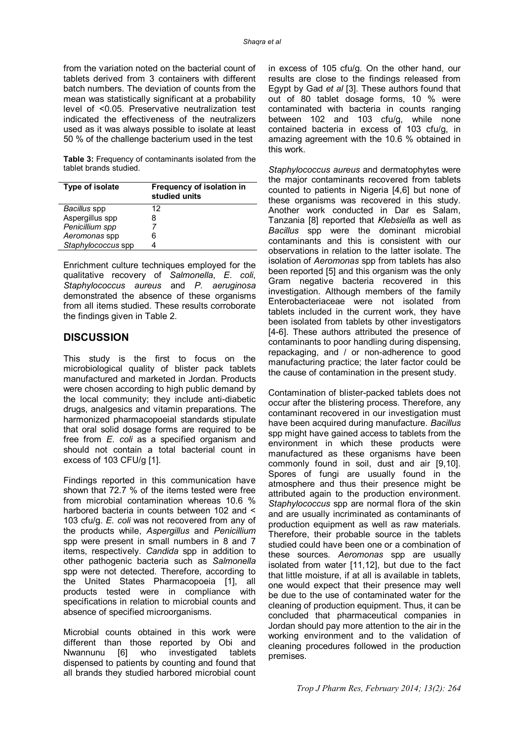from the variation noted on the bacterial count of tablets derived from 3 containers with different batch numbers. The deviation of counts from the mean was statistically significant at a probability level of <0.05. Preservative neutralization test indicated the effectiveness of the neutralizers used as it was always possible to isolate at least 50 % of the challenge bacterium used in the test

**Table 3:** Frequency of contaminants isolated from the tablet brands studied.

| Type of isolate | Frequency of isolation in studied units |
|---|---|
| *Bacillus* spp | 12 |
| Aspergillus spp | 8 |
| *Penicillium spp* | 7 |
| *Aeromonas* spp | 6 |
| *Staphylococcus* spp | 4 |

Enrichment culture techniques employed for the qualitative recovery of *Salmonella*, *E. coli*, *Staphylococcus aureus* and *P. aeruginosa* demonstrated the absence of these organisms from all items studied. These results corroborate the findings given in Table 2.

## DISCUSSION

This study is the first to focus on the microbiological quality of blister pack tablets manufactured and marketed in Jordan. Products were chosen according to high public demand by the local community; they include anti-diabetic drugs, analgesics and vitamin preparations. The harmonized pharmacopoeial standards stipulate that oral solid dosage forms are required to be free from *E. coli* as a specified organism and should not contain a total bacterial count in excess of 103 CFU/g [1].

Findings reported in this communication have shown that 72.7 % of the items tested were free from microbial contamination whereas 10.6 % harbored bacteria in counts between 102 and < 103 cfu/g. *E. coli* was not recovered from any of the products while, *Aspergillus* and *Penicillium* spp were present in small numbers in 8 and 7 items, respectively. *Candida* spp in addition to other pathogenic bacteria such as *Salmonella* spp were not detected. Therefore, according to the United States Pharmacopoeia [1], all products tested were in compliance with specifications in relation to microbial counts and absence of specified microorganisms.

Microbial counts obtained in this work were different than those reported by Obi and Nwannunu [6] who investigated tablets dispensed to patients by counting and found that all brands they studied harbored microbial count in excess of 105 cfu/g. On the other hand, our results are close to the findings released from Egypt by Gad *et al* [3]. These authors found that out of 80 tablet dosage forms, 10 % were contaminated with bacteria in counts ranging between 102 and 103 cfu/g, while none contained bacteria in excess of 103 cfu/g, in amazing agreement with the 10.6 % obtained in this work.

*Staphylococcus aureus* and dermatophytes were the major contaminants recovered from tablets counted to patients in Nigeria [4,6] but none of these organisms was recovered in this study. Another work conducted in Dar es Salam, Tanzania [8] reported that *Klebsiell*a as well as *Bacillus* spp were the dominant microbial contaminants and this is consistent with our observations in relation to the latter isolate. The isolation of *Aeromonas* spp from tablets has also been reported [5] and this organism was the only Gram negative bacteria recovered in this investigation. Although members of the family Enterobacteriaceae were not isolated from tablets included in the current work, they have been isolated from tablets by other investigators [4-6]. These authors attributed the presence of contaminants to poor handling during dispensing, repackaging, and / or non-adherence to good manufacturing practice; the later factor could be the cause of contamination in the present study.

Contamination of blister-packed tablets does not occur after the blistering process. Therefore, any contaminant recovered in our investigation must have been acquired during manufacture. *Bacillus* spp might have gained access to tablets from the environment in which these products were manufactured as these organisms have been commonly found in soil, dust and air [9,10]. Spores of fungi are usually found in the atmosphere and thus their presence might be attributed again to the production environment. *Staphylococcus* spp are normal flora of the skin and are usually incriminated as contaminants of production equipment as well as raw materials. Therefore, their probable source in the tablets studied could have been one or a combination of these sources. *Aeromonas* spp are usually isolated from water [11,12], but due to the fact that little moisture, if at all is available in tablets, one would expect that their presence may well be due to the use of contaminated water for the cleaning of production equipment. Thus, it can be concluded that pharmaceutical companies in Jordan should pay more attention to the air in the working environment and to the validation of cleaning procedures followed in the production premises.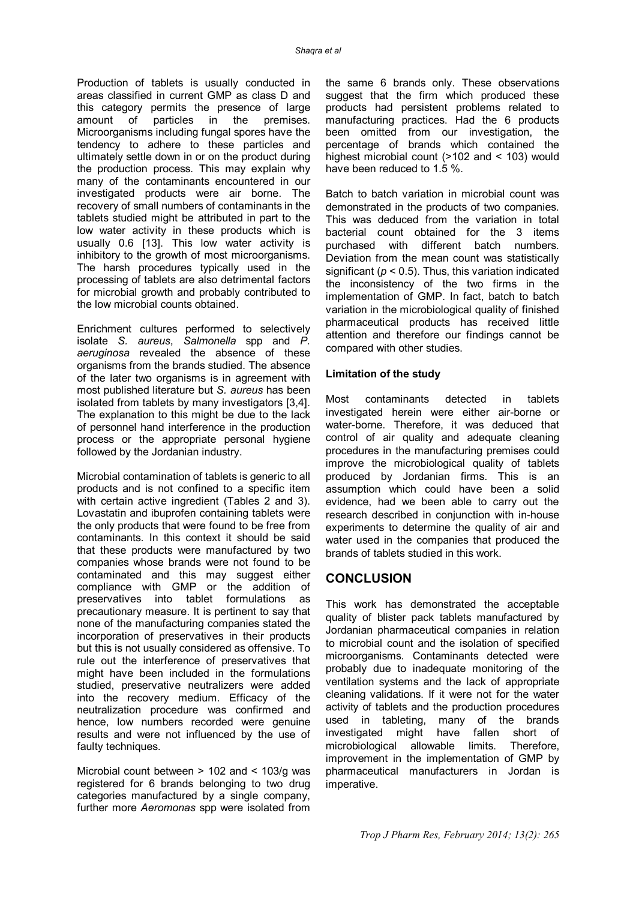Production of tablets is usually conducted in areas classified in current GMP as class D and this category permits the presence of large amount of particles in the premises. Microorganisms including fungal spores have the tendency to adhere to these particles and ultimately settle down in or on the product during the production process. This may explain why many of the contaminants encountered in our investigated products were air borne. The recovery of small numbers of contaminants in the tablets studied might be attributed in part to the low water activity in these products which is usually 0.6 [13]. This low water activity is inhibitory to the growth of most microorganisms. The harsh procedures typically used in the processing of tablets are also detrimental factors for microbial growth and probably contributed to the low microbial counts obtained.

Enrichment cultures performed to selectively isolate *S. aureus*, *Salmonella* spp and *P. aeruginosa* revealed the absence of these organisms from the brands studied. The absence of the later two organisms is in agreement with most published literature but *S. aureus* has been isolated from tablets by many investigators [3,4]. The explanation to this might be due to the lack of personnel hand interference in the production process or the appropriate personal hygiene followed by the Jordanian industry.

Microbial contamination of tablets is generic to all products and is not confined to a specific item with certain active ingredient (Tables 2 and 3). Lovastatin and ibuprofen containing tablets were the only products that were found to be free from contaminants. In this context it should be said that these products were manufactured by two companies whose brands were not found to be contaminated and this may suggest either compliance with GMP or the addition of preservatives into tablet formulations as precautionary measure. It is pertinent to say that none of the manufacturing companies stated the incorporation of preservatives in their products but this is not usually considered as offensive. To rule out the interference of preservatives that might have been included in the formulations studied, preservative neutralizers were added into the recovery medium. Efficacy of the neutralization procedure was confirmed and hence, low numbers recorded were genuine results and were not influenced by the use of faulty techniques.

Microbial count between > 102 and < 103/g was registered for 6 brands belonging to two drug categories manufactured by a single company, further more *Aeromonas* spp were isolated from the same 6 brands only. These observations suggest that the firm which produced these products had persistent problems related to manufacturing practices. Had the 6 products been omitted from our investigation, the percentage of brands which contained the highest microbial count (>102 and < 103) would have been reduced to 1.5 %.

Batch to batch variation in microbial count was demonstrated in the products of two companies. This was deduced from the variation in total bacterial count obtained for the 3 items purchased with different batch numbers. Deviation from the mean count was statistically significant ($p < 0.5$). Thus, this variation indicated the inconsistency of the two firms in the implementation of GMP. In fact, batch to batch variation in the microbiological quality of finished pharmaceutical products has received little attention and therefore our findings cannot be compared with other studies.

### Limitation of the study

Most contaminants detected in tablets investigated herein were either air-borne or water-borne. Therefore, it was deduced that control of air quality and adequate cleaning procedures in the manufacturing premises could improve the microbiological quality of tablets produced by Jordanian firms. This is an assumption which could have been a solid evidence, had we been able to carry out the research described in conjunction with in-house experiments to determine the quality of air and water used in the companies that produced the brands of tablets studied in this work.

## CONCLUSION

This work has demonstrated the acceptable quality of blister pack tablets manufactured by Jordanian pharmaceutical companies in relation to microbial count and the isolation of specified microorganisms. Contaminants detected were probably due to inadequate monitoring of the ventilation systems and the lack of appropriate cleaning validations. If it were not for the water activity of tablets and the production procedures used in tableting, many of the brands investigated might have fallen short of microbiological allowable limits. Therefore, improvement in the implementation of GMP by pharmaceutical manufacturers in Jordan is imperative.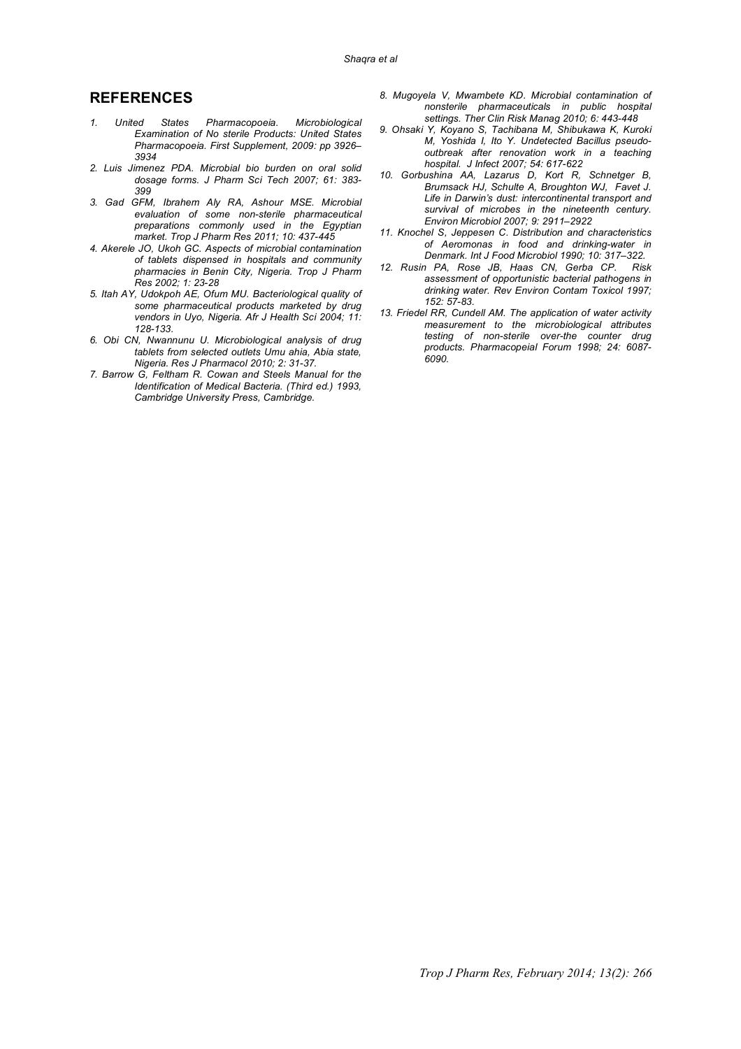## REFERENCES

1. United States Pharmacopoeia. Microbiological Examination of No sterile Products: United States Pharmacopoeia. First Supplement, 2009: pp 3926–3934
2. Luis Jimenez PDA. Microbial bio burden on oral solid dosage forms. J Pharm Sci Tech 2007; 61: 383-399
3. Gad GFM, Ibrahem Aly RA, Ashour MSE. Microbial evaluation of some non-sterile pharmaceutical preparations commonly used in the Egyptian market. Trop J Pharm Res 2011; 10: 437-445
4. Akerele JO, Ukoh GC. Aspects of microbial contamination of tablets dispensed in hospitals and community pharmacies in Benin City, Nigeria. Trop J Pharm Res 2002; 1: 23-28
5. Itah AY, Udokpoh AE, Ofum MU. Bacteriological quality of some pharmaceutical products marketed by drug vendors in Uyo, Nigeria. Afr J Health Sci 2004; 11: 128-133.
6. Obi CN, Nwannunu U. Microbiological analysis of drug tablets from selected outlets Umu ahia, Abia state, Nigeria. Res J Pharmacol 2010; 2: 31-37.
7. Barrow G, Feltham R. Cowan and Steels Manual for the Identification of Medical Bacteria. (Third ed.) 1993, Cambridge University Press, Cambridge.
8. Mugoyela V, Mwambete KD. Microbial contamination of nonsterile pharmaceuticals in public hospital settings. Ther Clin Risk Manag 2010; 6: 443-448
9. Ohsaki Y, Koyano S, Tachibana M, Shibukawa K, Kuroki M, Yoshida I, Ito Y. Undetected Bacillus pseudo-outbreak after renovation work in a teaching hospital. J Infect 2007; 54: 617-622
10. Gorbushina AA, Lazarus D, Kort R, Schnetger B, Brumsack HJ, Schulte A, Broughton WJ, Favet J. Life in Darwin's dust: intercontinental transport and survival of microbes in the nineteenth century. Environ Microbiol 2007; 9: 2911–2922
11. Knochel S, Jeppesen C. Distribution and characteristics of Aeromonas in food and drinking-water in Denmark. Int J Food Microbiol 1990; 10: 317–322.
12. Rusin PA, Rose JB, Haas CN, Gerba CP. Risk assessment of opportunistic bacterial pathogens in drinking water. Rev Environ Contam Toxicol 1997; 152: 57-83.
13. Friedel RR, Cundell AM. The application of water activity measurement to the microbiological attributes testing of non-sterile over-the counter drug products. Pharmacopeial Forum 1998; 24: 6087-6090.